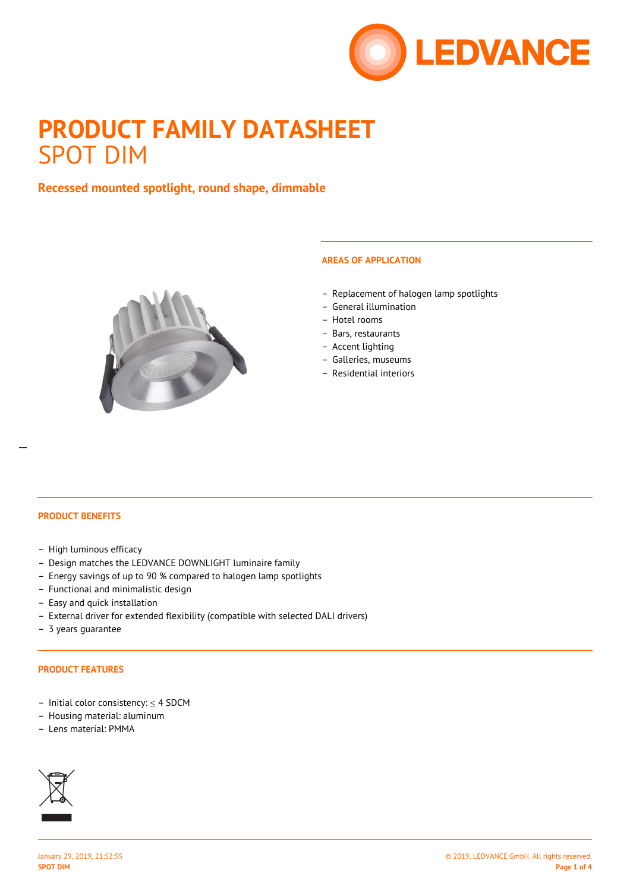# PRODUCT FAMILY DATASHEET

## SPOT DIM

**Recessed mounted spotlight, round shape, dimmable**

### AREAS OF APPLICATION

- Replacement of halogen lamp spotlights
- General illumination
- Hotel rooms
- Bars, restaurants
- Accent lighting
- Galleries, museums
- Residential interiors

### PRODUCT BENEFITS

- High luminous efficacy
- Design matches the LEDVANCE DOWNLIGHT luminaire family
- Energy savings of up to 90 % compared to halogen lamp spotlights
- Functional and minimalistic design
- Easy and quick installation
- External driver for extended flexibility (compatible with selected DALI drivers)
- 3 years guarantee

### PRODUCT FEATURES

- Initial color consistency: ≤ 4 SDCM
- Housing material: aluminum
- Lens material: PMMA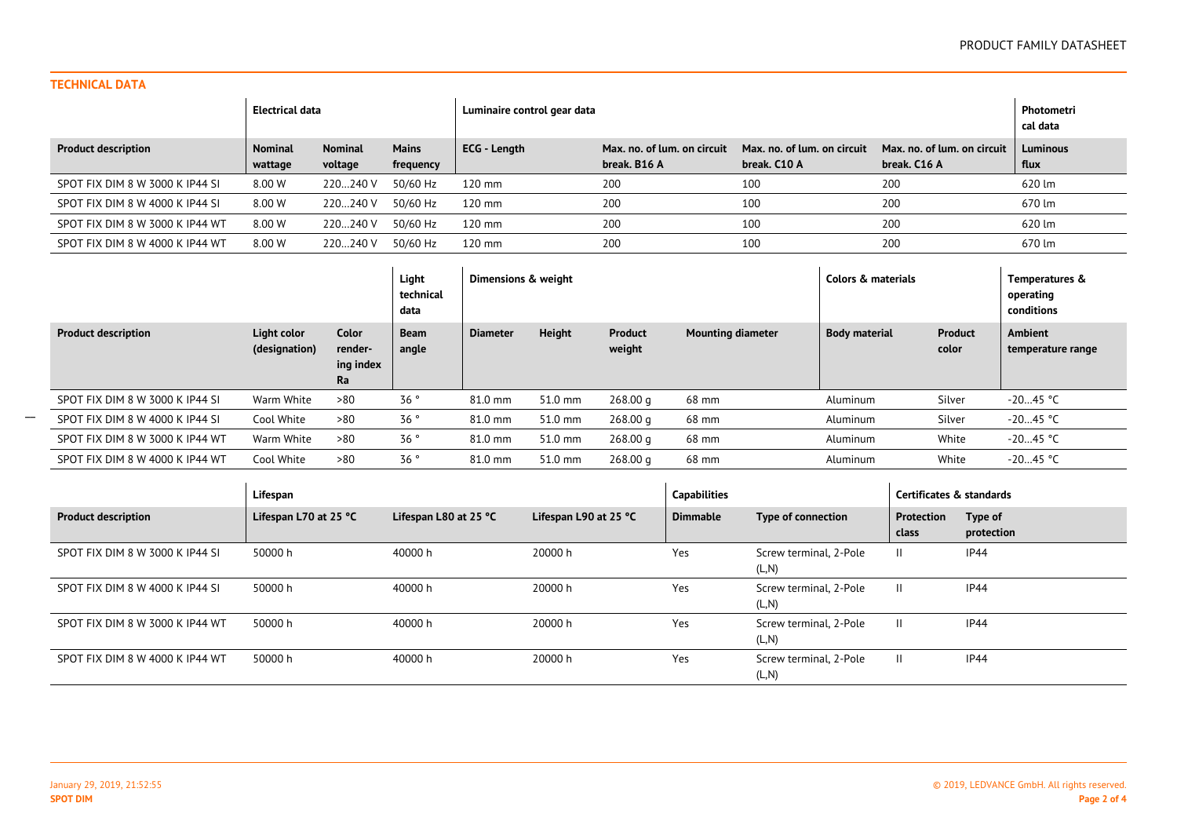## TECHNICAL DATA

| | Electrical data | | | Luminaire control gear data | | | | Photometrical data |
|---|---|---|---|---|---|---|---|---|
| **Product description** | **Nominal wattage** | **Nominal voltage** | **Mains frequency** | **ECG - Length** | **Max. no. of lum. on circuit break. B16 A** | **Max. no. of lum. on circuit break. C10 A** | **Max. no. of lum. on circuit break. C16 A** | **Luminous flux** |
| SPOT FIX DIM 8 W 3000 K IP44 SI | 8.00 W | 220…240 V | 50/60 Hz | 120 mm | 200 | 100 | 200 | 620 lm |
| SPOT FIX DIM 8 W 4000 K IP44 SI | 8.00 W | 220…240 V | 50/60 Hz | 120 mm | 200 | 100 | 200 | 670 lm |
| SPOT FIX DIM 8 W 3000 K IP44 WT | 8.00 W | 220…240 V | 50/60 Hz | 120 mm | 200 | 100 | 200 | 620 lm |
| SPOT FIX DIM 8 W 4000 K IP44 WT | 8.00 W | 220…240 V | 50/60 Hz | 120 mm | 200 | 100 | 200 | 670 lm |

| | | | Light technical data | Dimensions & weight | | | | Colors & materials | | Temperatures & operating conditions |
|---|---|---|---|---|---|---|---|---|---|---|
| **Product description** | **Light color (designation)** | **Color rendering index Ra** | **Beam angle** | **Diameter** | **Height** | **Product weight** | **Mounting diameter** | **Body material** | **Product color** | **Ambient temperature range** |
| SPOT FIX DIM 8 W 3000 K IP44 SI | Warm White | >80 | 36 ° | 81.0 mm | 51.0 mm | 268.00 g | 68 mm | Aluminum | Silver | -20…45 °C |
| SPOT FIX DIM 8 W 4000 K IP44 SI | Cool White | >80 | 36 ° | 81.0 mm | 51.0 mm | 268.00 g | 68 mm | Aluminum | Silver | -20…45 °C |
| SPOT FIX DIM 8 W 3000 K IP44 WT | Warm White | >80 | 36 ° | 81.0 mm | 51.0 mm | 268.00 g | 68 mm | Aluminum | White | -20…45 °C |
| SPOT FIX DIM 8 W 4000 K IP44 WT | Cool White | >80 | 36 ° | 81.0 mm | 51.0 mm | 268.00 g | 68 mm | Aluminum | White | -20…45 °C |

| | Lifespan | | | Capabilities | | Certificates & standards | |
|---|---|---|---|---|---|---|---|
| **Product description** | **Lifespan L70 at 25 °C** | **Lifespan L80 at 25 °C** | **Lifespan L90 at 25 °C** | **Dimmable** | **Type of connection** | **Protection class** | **Type of protection** |
| SPOT FIX DIM 8 W 3000 K IP44 SI | 50000 h | 40000 h | 20000 h | Yes | Screw terminal, 2-Pole (L,N) | II | IP44 |
| SPOT FIX DIM 8 W 4000 K IP44 SI | 50000 h | 40000 h | 20000 h | Yes | Screw terminal, 2-Pole (L,N) | II | IP44 |
| SPOT FIX DIM 8 W 3000 K IP44 WT | 50000 h | 40000 h | 20000 h | Yes | Screw terminal, 2-Pole (L,N) | II | IP44 |
| SPOT FIX DIM 8 W 4000 K IP44 WT | 50000 h | 40000 h | 20000 h | Yes | Screw terminal, 2-Pole (L,N) | II | IP44 |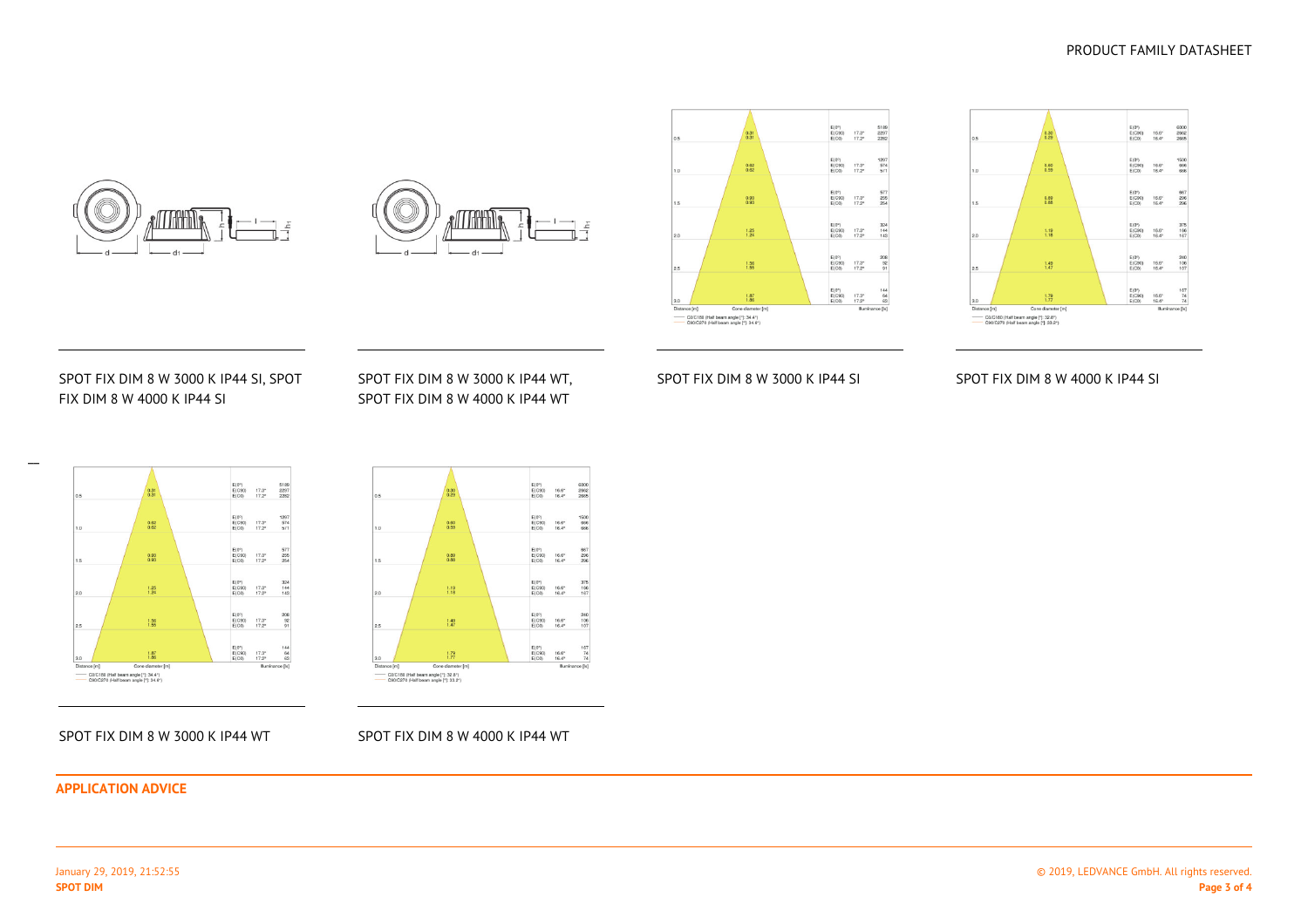SPOT FIX DIM 8 W 3000 K IP44 SI, SPOT FIX DIM 8 W 4000 K IP44 SI

SPOT FIX DIM 8 W 3000 K IP44 WT, SPOT FIX DIM 8 W 4000 K IP44 WT

SPOT FIX DIM 8 W 3000 K IP44 SI

SPOT FIX DIM 8 W 4000 K IP44 SI

SPOT FIX DIM 8 W 3000 K IP44 WT

SPOT FIX DIM 8 W 4000 K IP44 WT

## APPLICATION ADVICE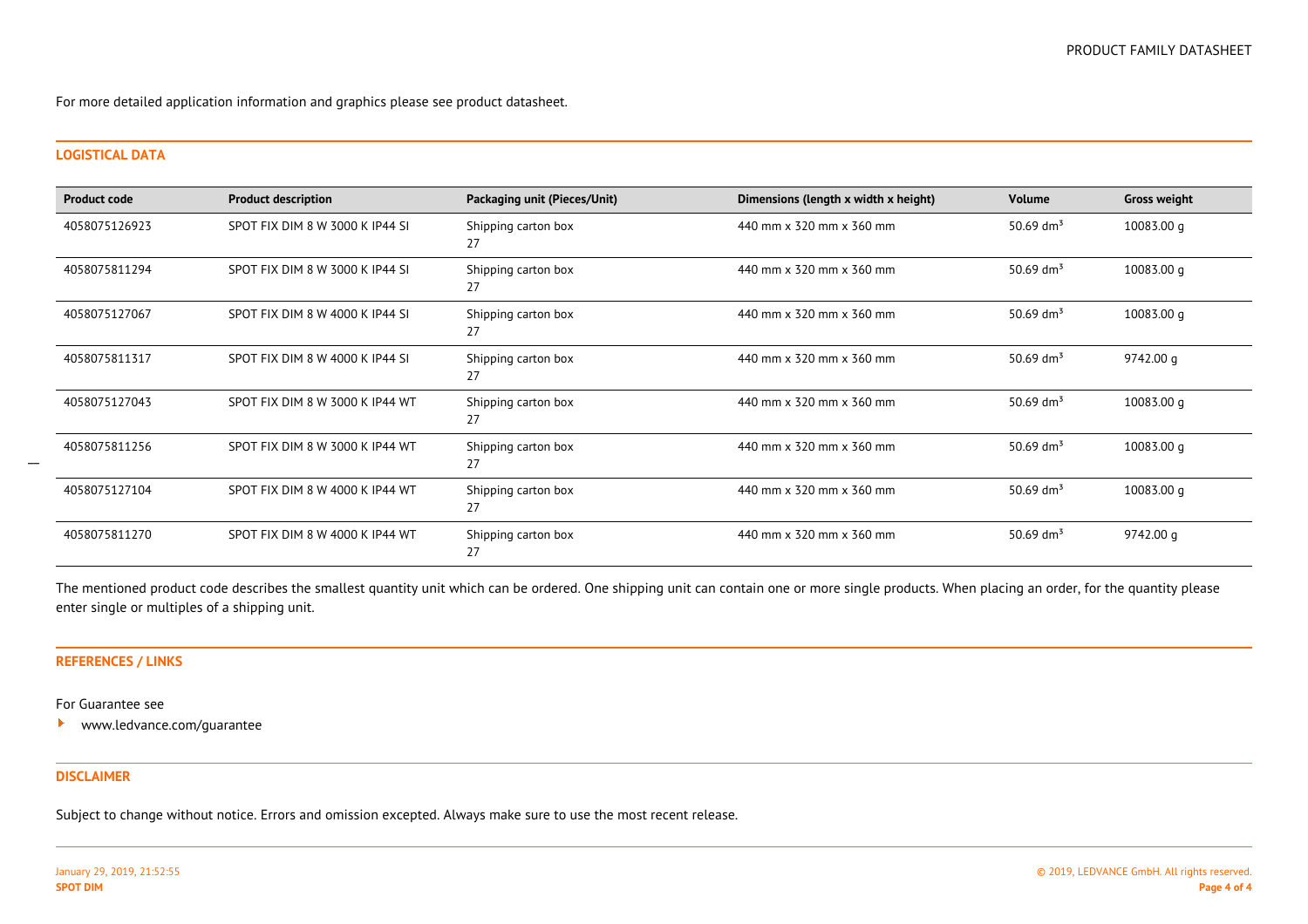For more detailed application information and graphics please see product datasheet.

## LOGISTICAL DATA

| Product code | Product description | Packaging unit (Pieces/Unit) | Dimensions (length x width x height) | Volume | Gross weight |
|---|---|---|---|---|---|
| 4058075126923 | SPOT FIX DIM 8 W 3000 K IP44 SI | Shipping carton box 27 | 440 mm x 320 mm x 360 mm | 50.69 $dm^3$ | 10083.00 g |
| 4058075811294 | SPOT FIX DIM 8 W 3000 K IP44 SI | Shipping carton box 27 | 440 mm x 320 mm x 360 mm | 50.69 $dm^3$ | 10083.00 g |
| 4058075127067 | SPOT FIX DIM 8 W 4000 K IP44 SI | Shipping carton box 27 | 440 mm x 320 mm x 360 mm | 50.69 $dm^3$ | 10083.00 g |
| 4058075811317 | SPOT FIX DIM 8 W 4000 K IP44 SI | Shipping carton box 27 | 440 mm x 320 mm x 360 mm | 50.69 $dm^3$ | 9742.00 g |
| 4058075127043 | SPOT FIX DIM 8 W 3000 K IP44 WT | Shipping carton box 27 | 440 mm x 320 mm x 360 mm | 50.69 $dm^3$ | 10083.00 g |
| 4058075811256 | SPOT FIX DIM 8 W 3000 K IP44 WT | Shipping carton box 27 | 440 mm x 320 mm x 360 mm | 50.69 $dm^3$ | 10083.00 g |
| 4058075127104 | SPOT FIX DIM 8 W 4000 K IP44 WT | Shipping carton box 27 | 440 mm x 320 mm x 360 mm | 50.69 $dm^3$ | 10083.00 g |
| 4058075811270 | SPOT FIX DIM 8 W 4000 K IP44 WT | Shipping carton box 27 | 440 mm x 320 mm x 360 mm | 50.69 $dm^3$ | 9742.00 g |

The mentioned product code describes the smallest quantity unit which can be ordered. One shipping unit can contain one or more single products. When placing an order, for the quantity please enter single or multiples of a shipping unit.

## REFERENCES / LINKS

For Guarantee see

- www.ledvance.com/guarantee

## DISCLAIMER

Subject to change without notice. Errors and omission excepted. Always make sure to use the most recent release.